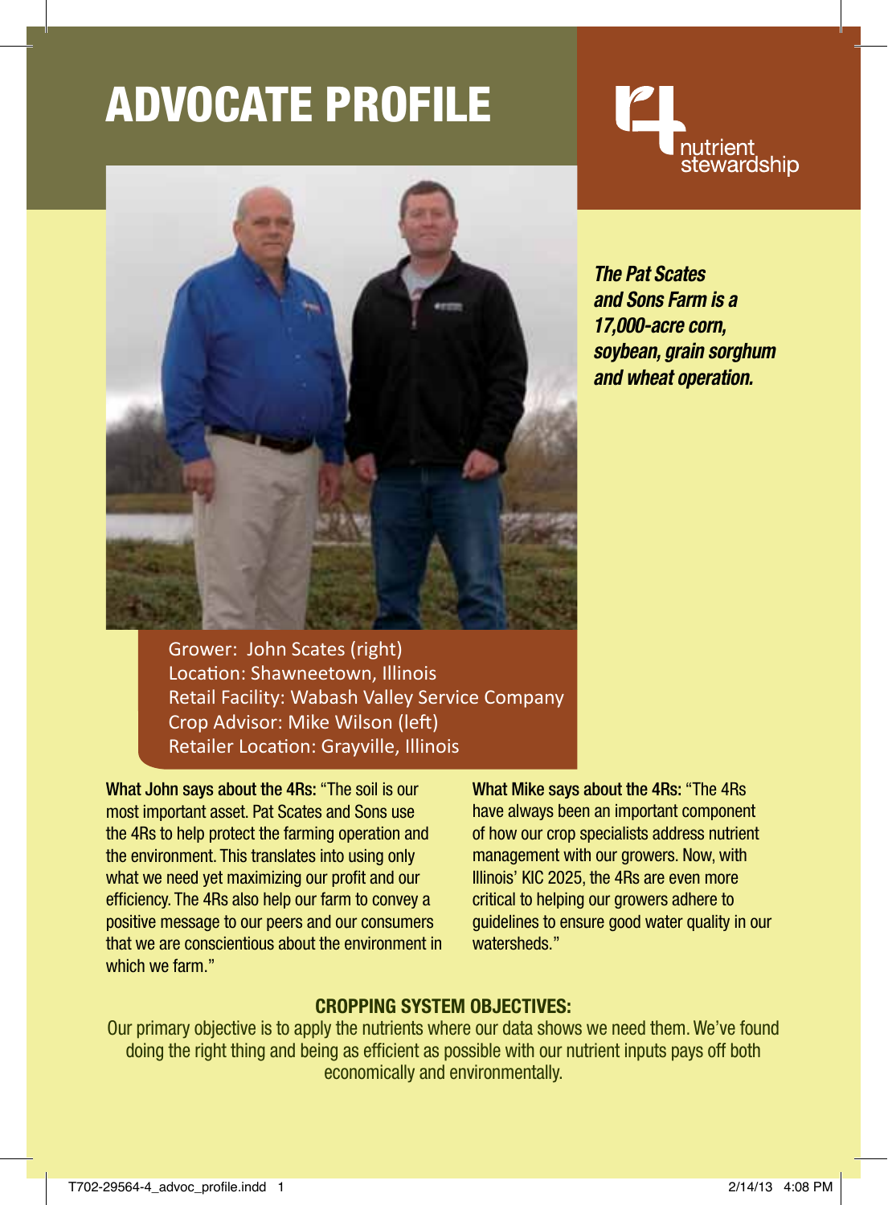# ADVOCATE PROFILE

4R nutrient stewardship

***The Pat Scates and Sons Farm is a 17,000-acre corn, soybean, grain sorghum and wheat operation.***

Grower: John Scates (right)
Location: Shawneetown, Illinois
Retail Facility: Wabash Valley Service Company
Crop Advisor: Mike Wilson (left)
Retailer Location: Grayville, Illinois

**What John says about the 4Rs:** "The soil is our most important asset. Pat Scates and Sons use the 4Rs to help protect the farming operation and the environment. This translates into using only what we need yet maximizing our profit and our efficiency. The 4Rs also help our farm to convey a positive message to our peers and our consumers that we are conscientious about the environment in which we farm."

**What Mike says about the 4Rs:** "The 4Rs have always been an important component of how our crop specialists address nutrient management with our growers. Now, with Illinois' KIC 2025, the 4Rs are even more critical to helping our growers adhere to guidelines to ensure good water quality in our watersheds."

## CROPPING SYSTEM OBJECTIVES:

Our primary objective is to apply the nutrients where our data shows we need them. We've found doing the right thing and being as efficient as possible with our nutrient inputs pays off both economically and environmentally.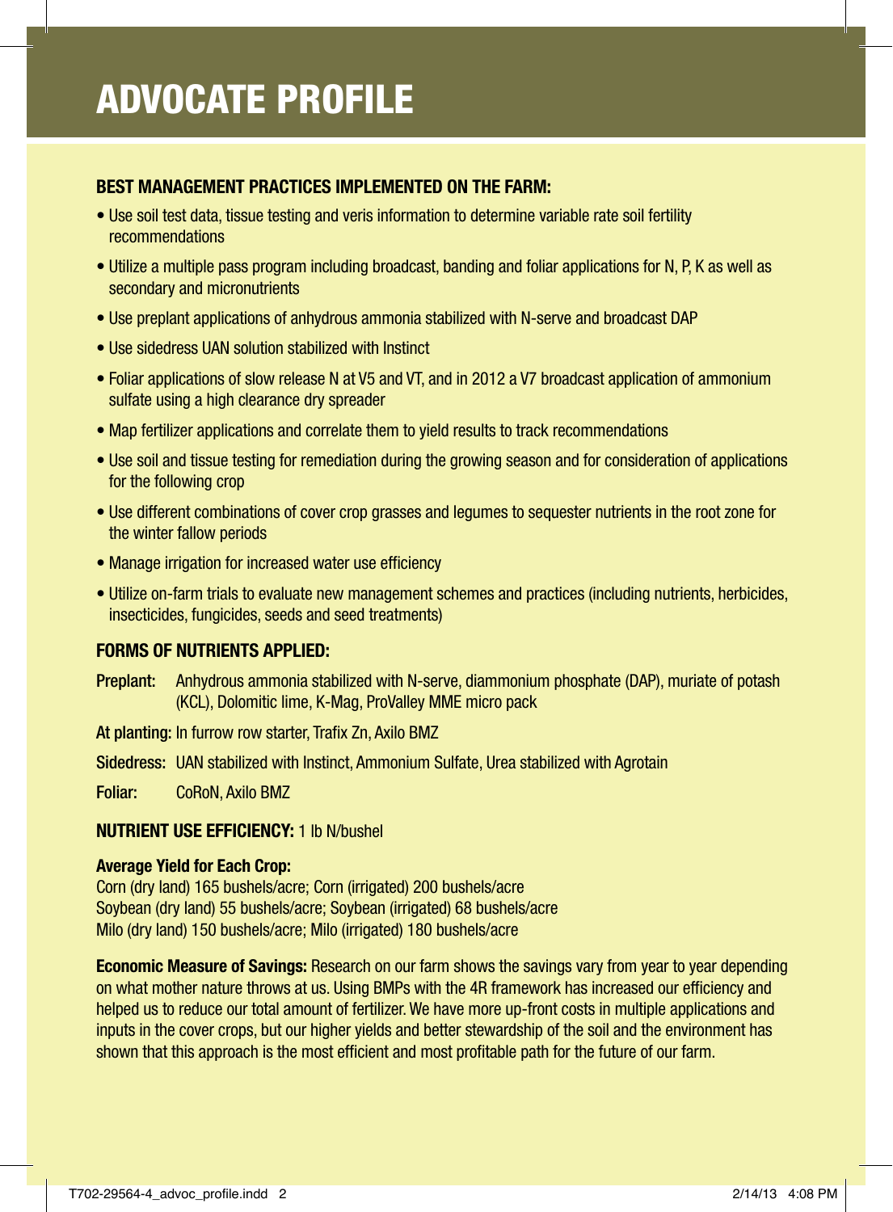# ADVOCATE PROFILE

**BEST MANAGEMENT PRACTICES IMPLEMENTED ON THE FARM:**

- Use soil test data, tissue testing and veris information to determine variable rate soil fertility recommendations
- Utilize a multiple pass program including broadcast, banding and foliar applications for N, P, K as well as secondary and micronutrients
- Use preplant applications of anhydrous ammonia stabilized with N-serve and broadcast DAP
- Use sidedress UAN solution stabilized with Instinct
- Foliar applications of slow release N at V5 and VT, and in 2012 a V7 broadcast application of ammonium sulfate using a high clearance dry spreader
- Map fertilizer applications and correlate them to yield results to track recommendations
- Use soil and tissue testing for remediation during the growing season and for consideration of applications for the following crop
- Use different combinations of cover crop grasses and legumes to sequester nutrients in the root zone for the winter fallow periods
- Manage irrigation for increased water use efficiency
- Utilize on-farm trials to evaluate new management schemes and practices (including nutrients, herbicides, insecticides, fungicides, seeds and seed treatments)

**FORMS OF NUTRIENTS APPLIED:**

**Preplant:** Anhydrous ammonia stabilized with N-serve, diammonium phosphate (DAP), muriate of potash (KCL), Dolomitic lime, K-Mag, ProValley MME micro pack

**At planting:** In furrow row starter, Trafix Zn, Axilo BMZ

**Sidedress:** UAN stabilized with Instinct, Ammonium Sulfate, Urea stabilized with Agrotain

**Foliar:** CoRoN, Axilo BMZ

**NUTRIENT USE EFFICIENCY:** 1 lb N/bushel

**Average Yield for Each Crop:**
Corn (dry land) 165 bushels/acre; Corn (irrigated) 200 bushels/acre
Soybean (dry land) 55 bushels/acre; Soybean (irrigated) 68 bushels/acre
Milo (dry land) 150 bushels/acre; Milo (irrigated) 180 bushels/acre

**Economic Measure of Savings:** Research on our farm shows the savings vary from year to year depending on what mother nature throws at us. Using BMPs with the 4R framework has increased our efficiency and helped us to reduce our total amount of fertilizer. We have more up-front costs in multiple applications and inputs in the cover crops, but our higher yields and better stewardship of the soil and the environment has shown that this approach is the most efficient and most profitable path for the future of our farm.